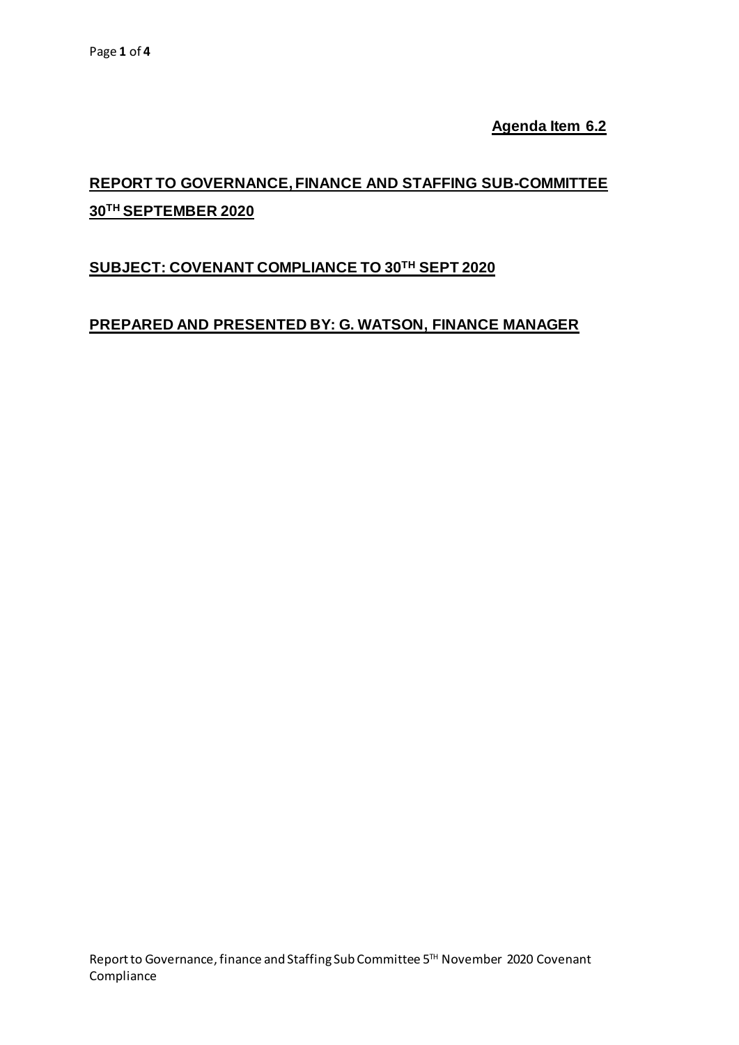**Agenda Item 6.2**

**REPORT TO GOVERNANCE, FINANCE AND STAFFING SUB-COMMITTEE 30TH SEPTEMBER 2020**

**SUBJECT: COVENANT COMPLIANCE TO 30TH SEPT 2020**

**PREPARED AND PRESENTED BY: G. WATSON, FINANCE MANAGER**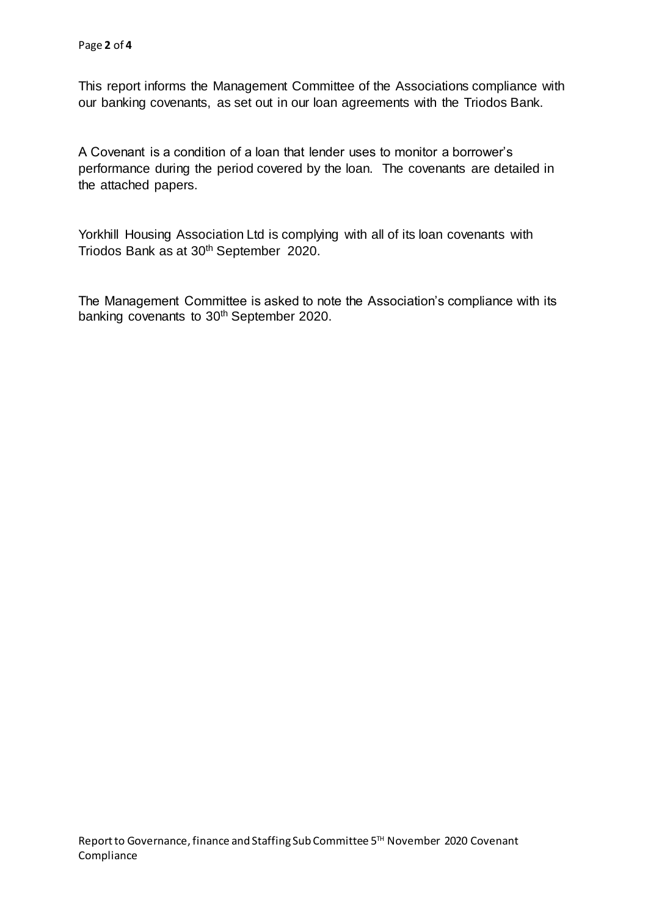This report informs the Management Committee of the Associations compliance with our banking covenants, as set out in our loan agreements with the Triodos Bank.

A Covenant is a condition of a loan that lender uses to monitor a borrower's performance during the period covered by the loan. The covenants are detailed in the attached papers.

Yorkhill Housing Association Ltd is complying with all of its loan covenants with Triodos Bank as at 30th September 2020.

The Management Committee is asked to note the Association's compliance with its banking covenants to 30th September 2020.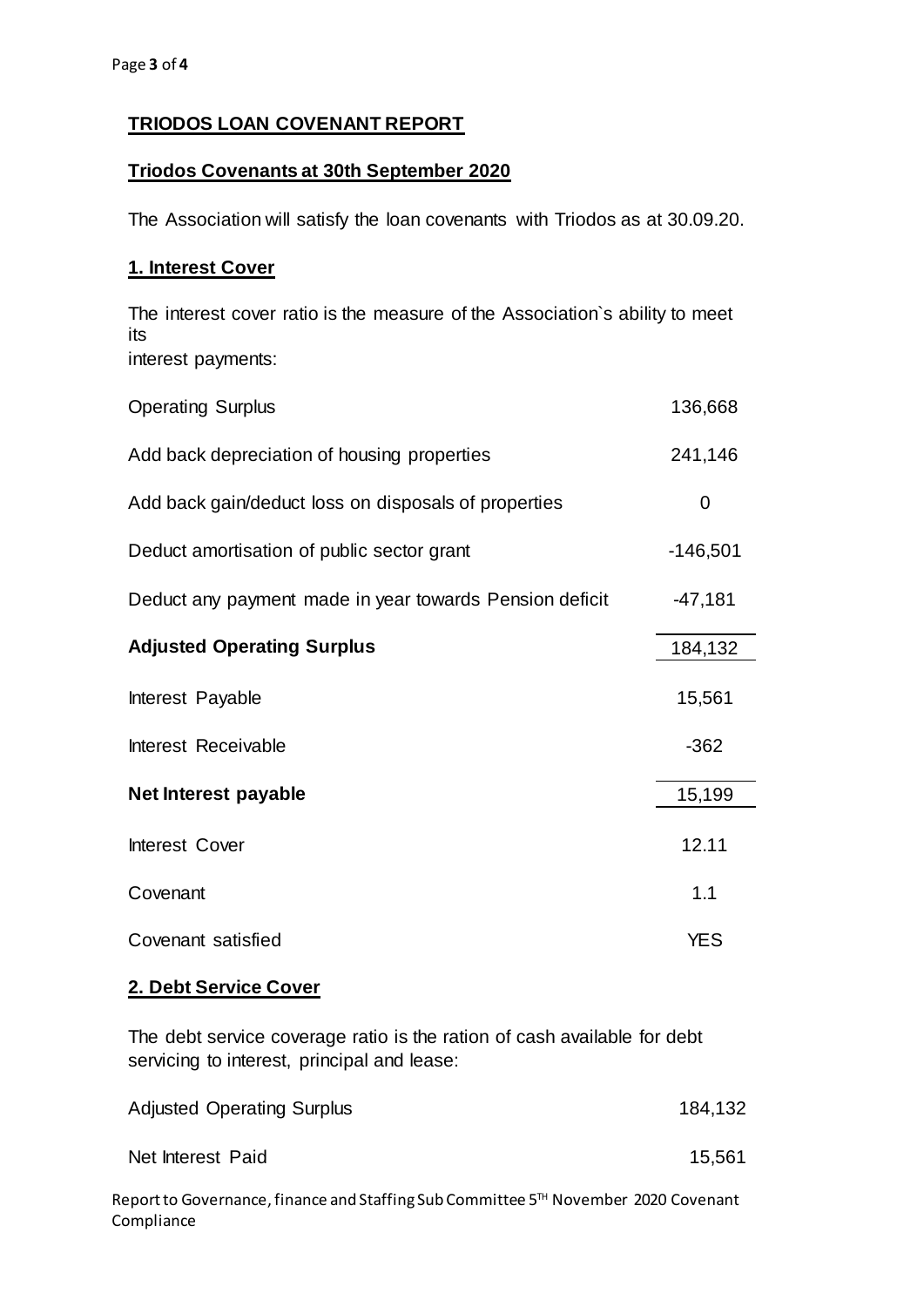**TRIODOS LOAN COVENANT REPORT**

**Triodos Covenants at 30th September 2020**

The Association will satisfy the loan covenants with Triodos as at 30.09.20.

**1. Interest Cover**

The interest cover ratio is the measure of the Association`s ability to meet its interest payments:

| | |
|---|---|
| Operating Surplus | 136,668 |
| Add back depreciation of housing properties | 241,146 |
| Add back gain/deduct loss on disposals of properties | 0 |
| Deduct amortisation of public sector grant | -146,501 |
| Deduct any payment made in year towards Pension deficit | -47,181 |
| **Adjusted Operating Surplus** | 184,132 |
| Interest Payable | 15,561 |
| Interest Receivable | -362 |
| **Net Interest payable** | 15,199 |
| Interest Cover | 12.11 |
| Covenant | 1.1 |
| Covenant satisfied | YES |

**2. Debt Service Cover**

The debt service coverage ratio is the ration of cash available for debt servicing to interest, principal and lease:

| | |
|---|---|
| Adjusted Operating Surplus | 184,132 |
| Net Interest Paid | 15,561 |

Report to Governance, finance and Staffing Sub Committee 5TH November 2020 Covenant Compliance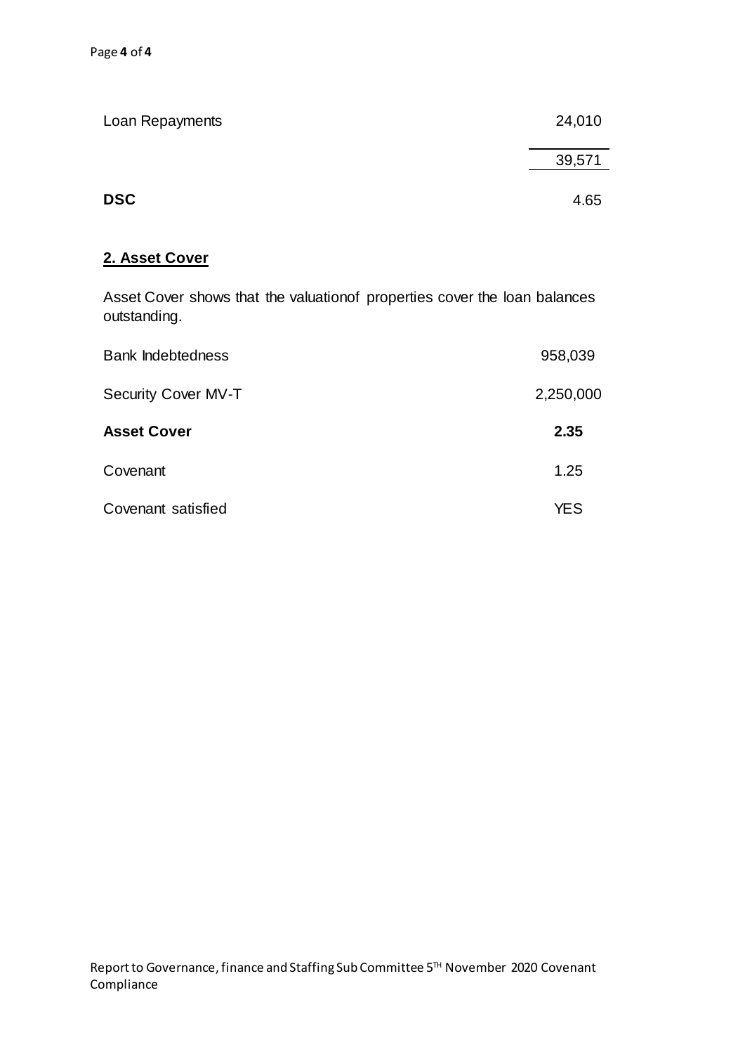| | |
|---|---|
| Loan Repayments | 24,010 |
| | 39,571 |
| **DSC** | 4.65 |

## 2. Asset Cover

Asset Cover shows that the valuationof properties cover the loan balances outstanding.

| | |
|---|---|
| Bank Indebtedness | 958,039 |
| Security Cover MV-T | 2,250,000 |
| **Asset Cover** | **2.35** |
| Covenant | 1.25 |
| Covenant satisfied | YES |